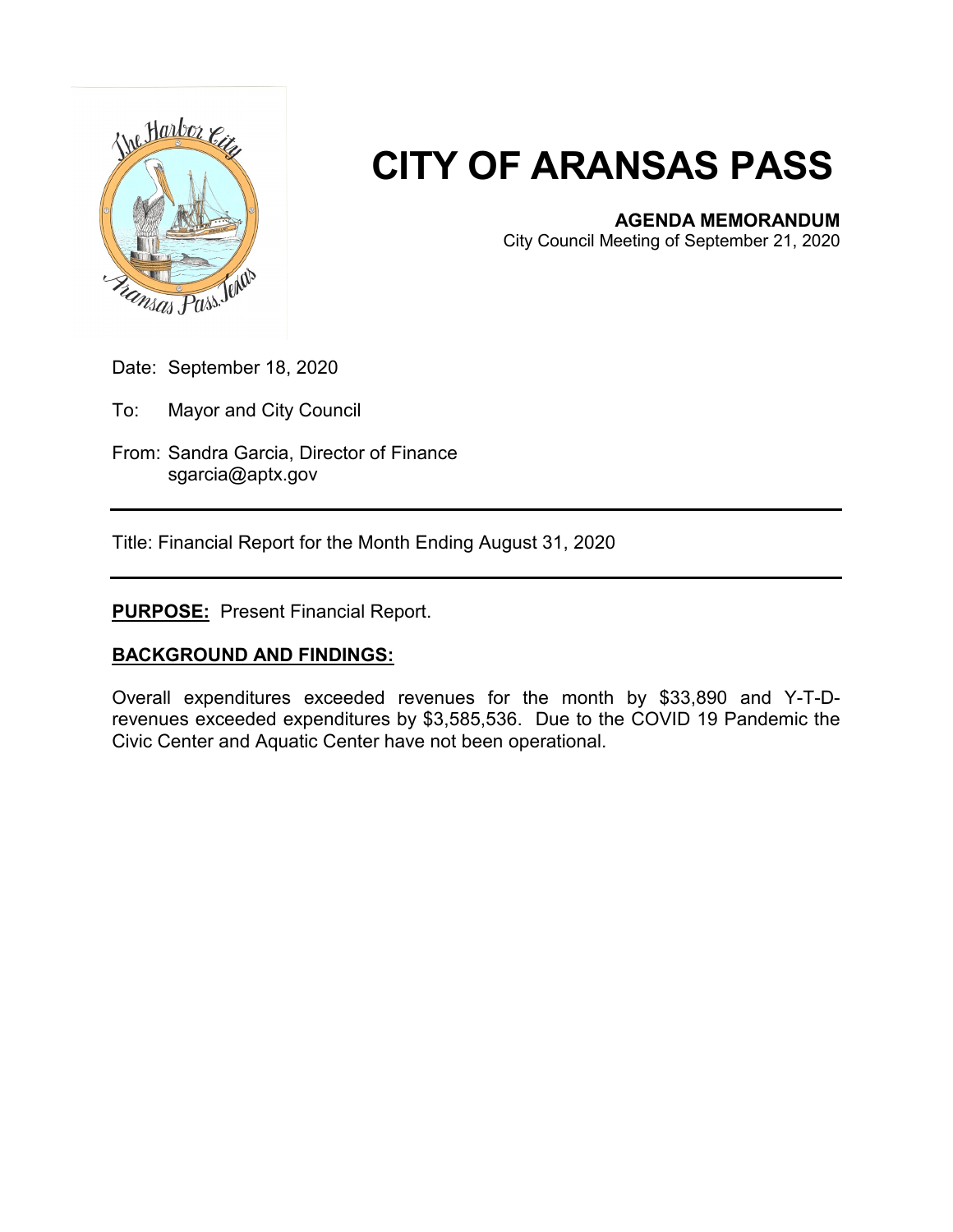# CITY OF ARANSAS PASS

**AGENDA MEMORANDUM**
City Council Meeting of September 21, 2020

Date: September 18, 2020

To: Mayor and City Council

From: Sandra Garcia, Director of Finance
sgarcia@aptx.gov

---

Title: Financial Report for the Month Ending August 31, 2020

---

**PURPOSE:** Present Financial Report.

**BACKGROUND AND FINDINGS:**

Overall expenditures exceeded revenues for the month by $33,890 and Y-T-D-revenues exceeded expenditures by $3,585,536. Due to the COVID 19 Pandemic the Civic Center and Aquatic Center have not been operational.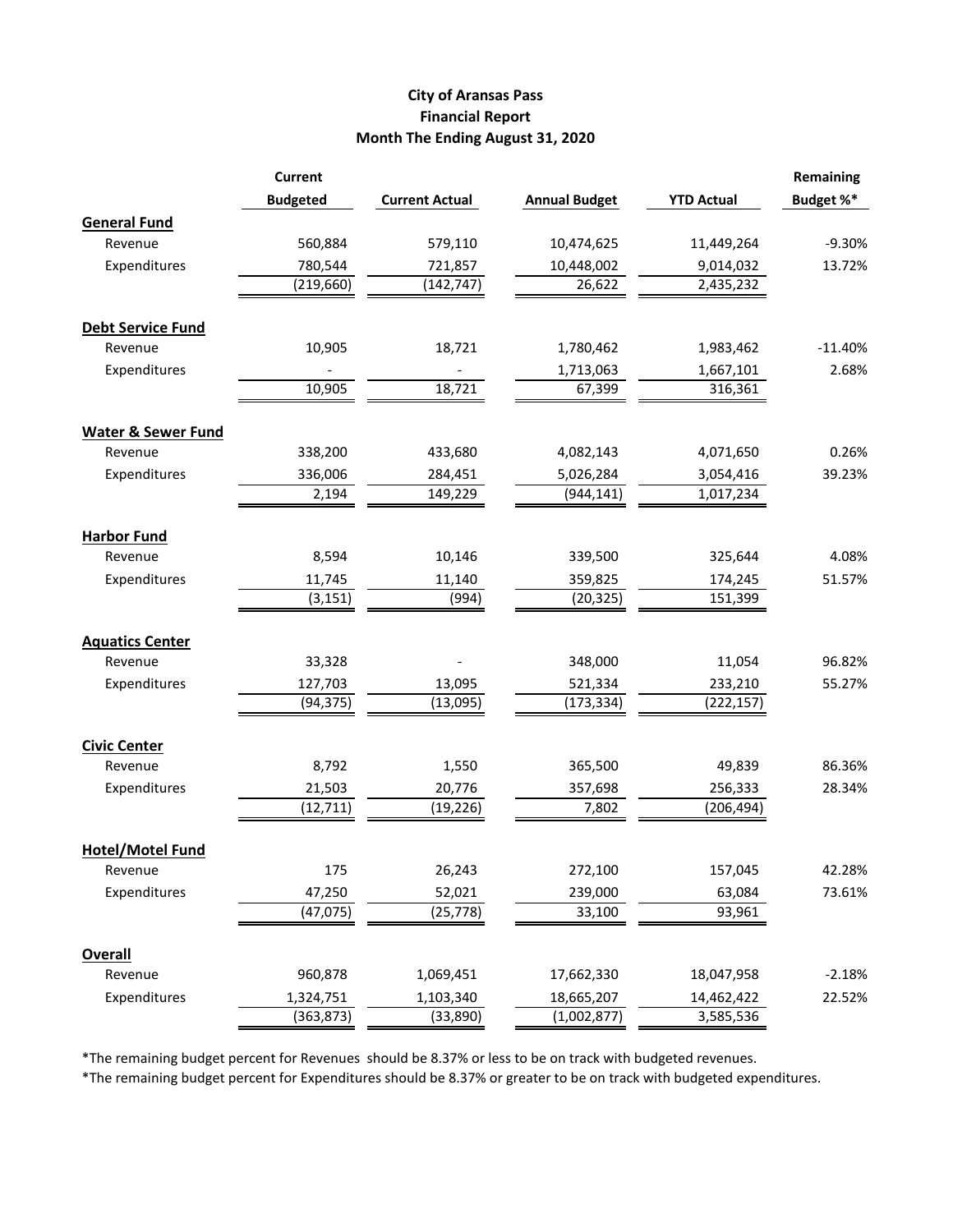# City of Aransas Pass
## Financial Report
## Month The Ending August 31, 2020

| | Current Budgeted | Current Actual | Annual Budget | YTD Actual | Remaining Budget %* |
|---|---|---|---|---|---|
| **General Fund** | | | | | |
| Revenue | 560,884 | 579,110 | 10,474,625 | 11,449,264 | -9.30% |
| Expenditures | 780,544 | 721,857 | 10,448,002 | 9,014,032 | 13.72% |
| | (219,660) | (142,747) | 26,622 | 2,435,232 | |
| **Debt Service Fund** | | | | | |
| Revenue | 10,905 | 18,721 | 1,780,462 | 1,983,462 | -11.40% |
| Expenditures | - | - | 1,713,063 | 1,667,101 | 2.68% |
| | 10,905 | 18,721 | 67,399 | 316,361 | |
| **Water & Sewer Fund** | | | | | |
| Revenue | 338,200 | 433,680 | 4,082,143 | 4,071,650 | 0.26% |
| Expenditures | 336,006 | 284,451 | 5,026,284 | 3,054,416 | 39.23% |
| | 2,194 | 149,229 | (944,141) | 1,017,234 | |
| **Harbor Fund** | | | | | |
| Revenue | 8,594 | 10,146 | 339,500 | 325,644 | 4.08% |
| Expenditures | 11,745 | 11,140 | 359,825 | 174,245 | 51.57% |
| | (3,151) | (994) | (20,325) | 151,399 | |
| **Aquatics Center** | | | | | |
| Revenue | 33,328 | - | 348,000 | 11,054 | 96.82% |
| Expenditures | 127,703 | 13,095 | 521,334 | 233,210 | 55.27% |
| | (94,375) | (13,095) | (173,334) | (222,157) | |
| **Civic Center** | | | | | |
| Revenue | 8,792 | 1,550 | 365,500 | 49,839 | 86.36% |
| Expenditures | 21,503 | 20,776 | 357,698 | 256,333 | 28.34% |
| | (12,711) | (19,226) | 7,802 | (206,494) | |
| **Hotel/Motel Fund** | | | | | |
| Revenue | 175 | 26,243 | 272,100 | 157,045 | 42.28% |
| Expenditures | 47,250 | 52,021 | 239,000 | 63,084 | 73.61% |
| | (47,075) | (25,778) | 33,100 | 93,961 | |
| **Overall** | | | | | |
| Revenue | 960,878 | 1,069,451 | 17,662,330 | 18,047,958 | -2.18% |
| Expenditures | 1,324,751 | 1,103,340 | 18,665,207 | 14,462,422 | 22.52% |
| | (363,873) | (33,890) | (1,002,877) | 3,585,536 | |

*The remaining budget percent for Revenues should be 8.37% or less to be on track with budgeted revenues.

*The remaining budget percent for Expenditures should be 8.37% or greater to be on track with budgeted expenditures.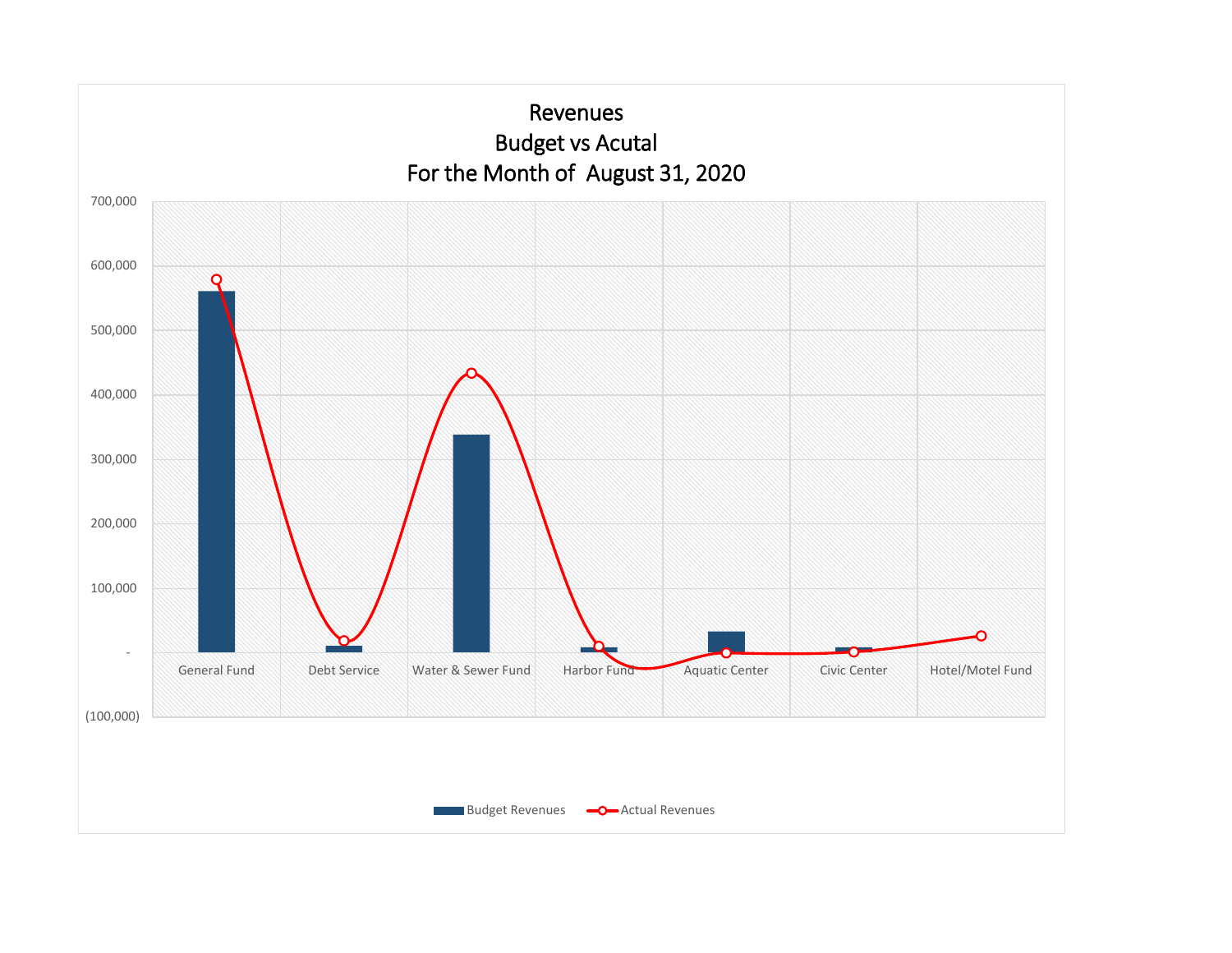# Revenues
## Budget vs Acutal
## For the Month of August 31, 2020

700,000
600,000
500,000
400,000
300,000
200,000
100,000
-
(100,000)

General Fund | Debt Service | Water & Sewer Fund | Harbor Fund | Aquatic Center | Civic Center | Hotel/Motel Fund

Budget Revenues    Actual Revenues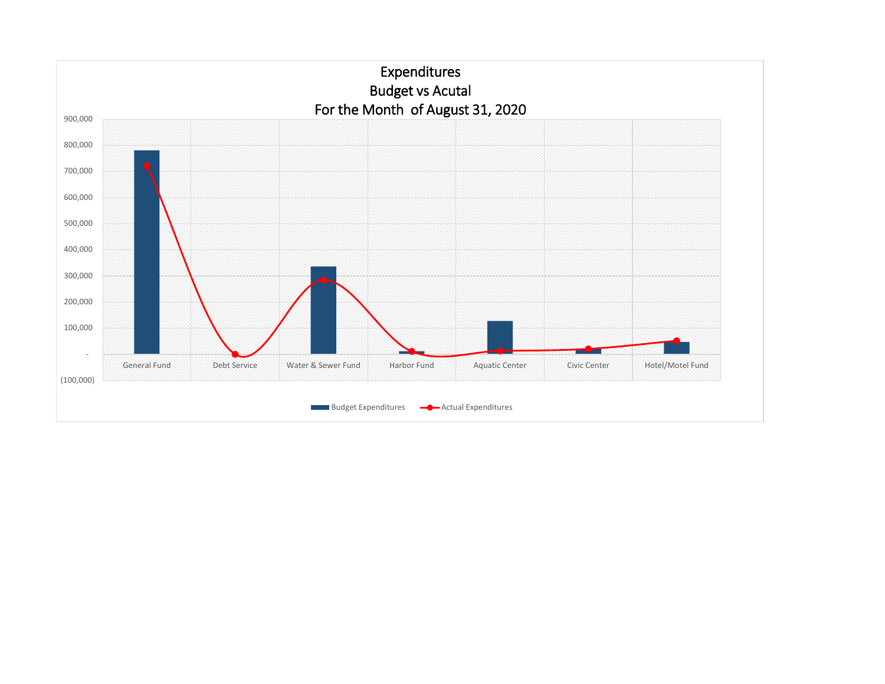# Expenditures
## Budget vs Acutal
## For the Month of August 31, 2020

900,000
800,000
700,000
600,000
500,000
400,000
300,000
200,000
100,000
-
(100,000)

General Fund | Debt Service | Water & Sewer Fund | Harbor Fund | Aquatic Center | Civic Center | Hotel/Motel Fund

Budget Expenditures — Actual Expenditures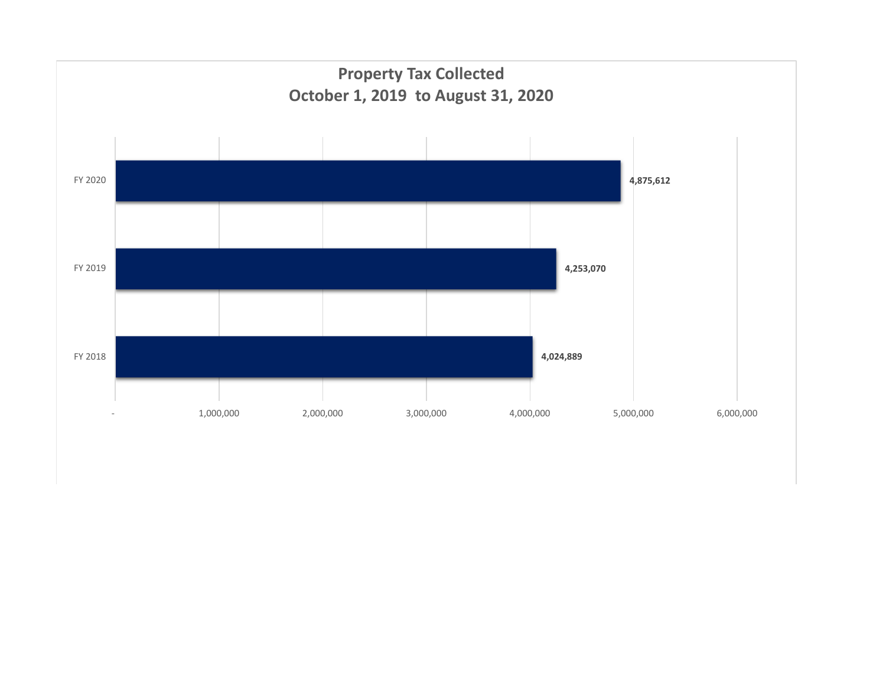## Property Tax Collected
## October 1, 2019 to August 31, 2020

| Fiscal Year | Property Tax Collected |
|---|---|
| FY 2020 | 4,875,612 |
| FY 2019 | 4,253,070 |
| FY 2018 | 4,024,889 |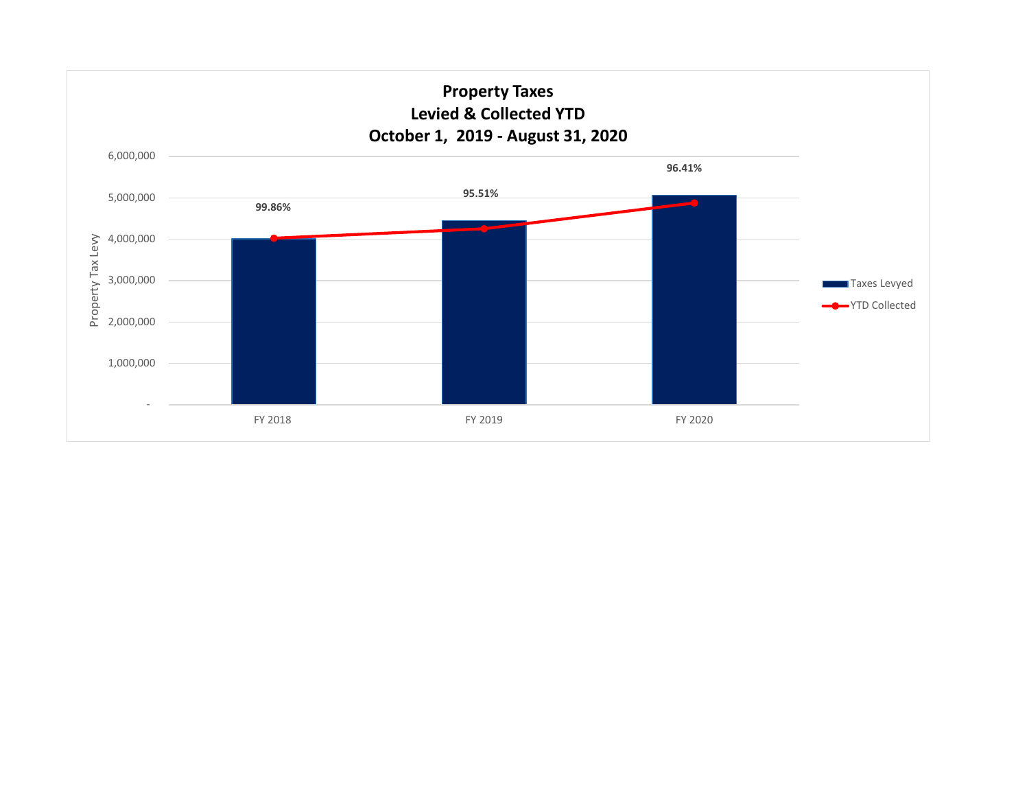# Property Taxes
## Levied & Collected YTD
## October 1, 2019 - August 31, 2020

| | FY 2018 | FY 2019 | FY 2020 |
|---|---|---|---|
| % Collected | 99.86% | 95.51% | 96.41% |

Property Tax Levy

6,000,000
5,000,000
4,000,000
3,000,000
2,000,000
1,000,000
-

FY 2018 | FY 2019 | FY 2020

Taxes Levyed

YTD Collected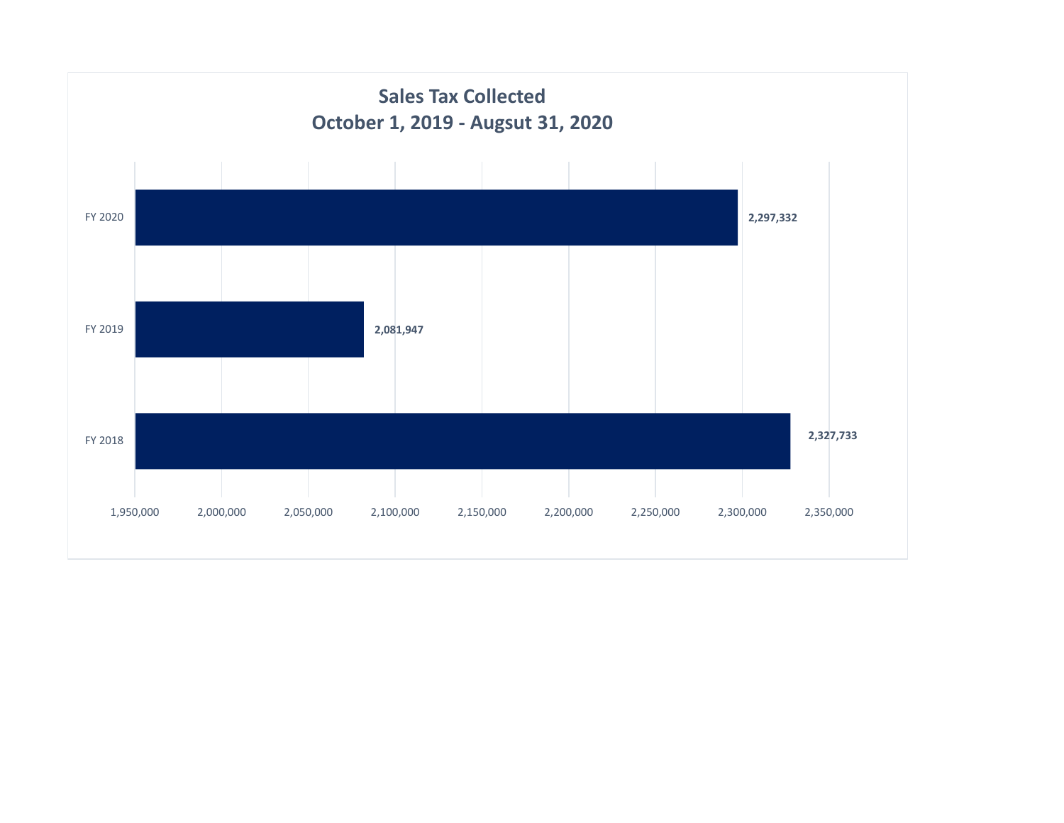## Sales Tax Collected
## October 1, 2019 - Augsut 31, 2020

| | Sales Tax Collected |
|---|---|
| FY 2020 | 2,297,332 |
| FY 2019 | 2,081,947 |
| FY 2018 | 2,327,733 |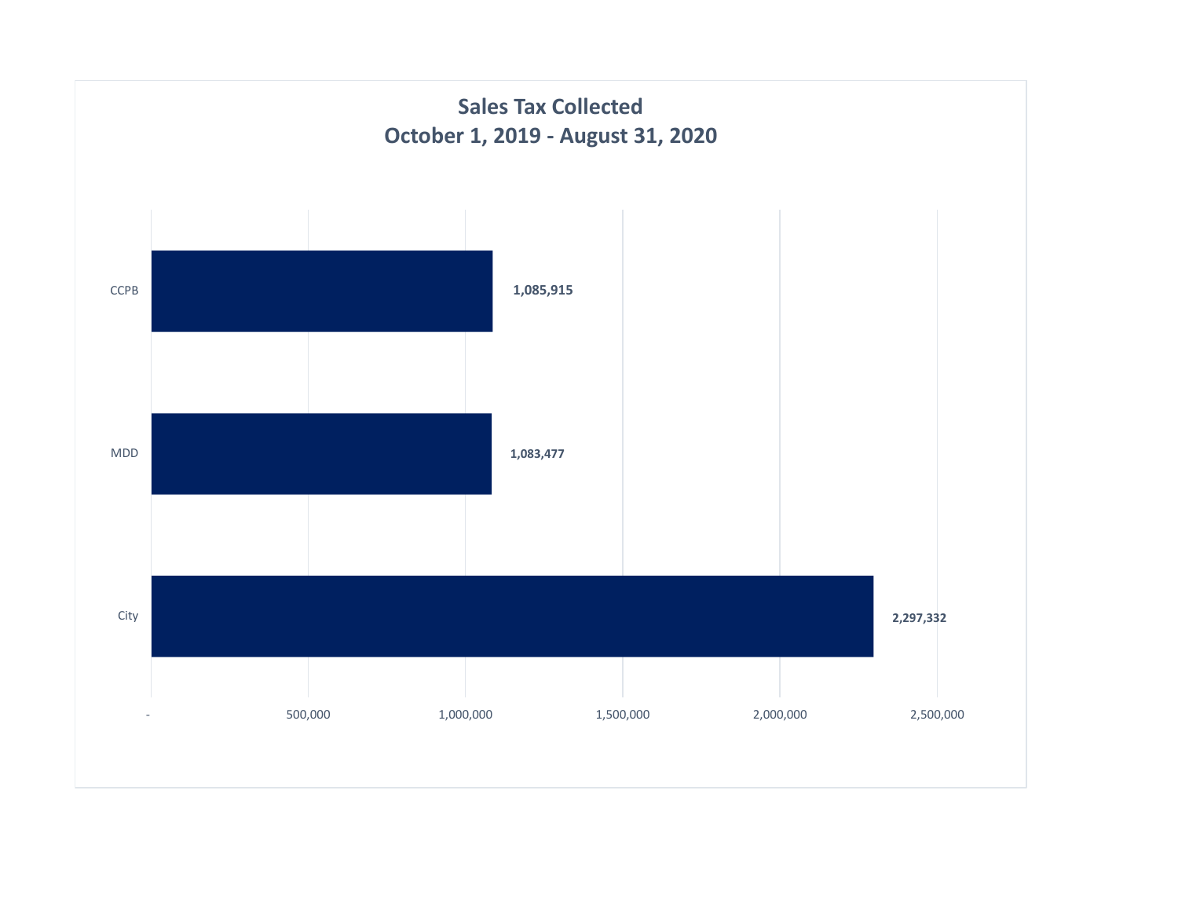## Sales Tax Collected
## October 1, 2019 - August 31, 2020

CCPB
1,085,915

MDD
1,083,477

City
2,297,332

-
500,000
1,000,000
1,500,000
2,000,000
2,500,000